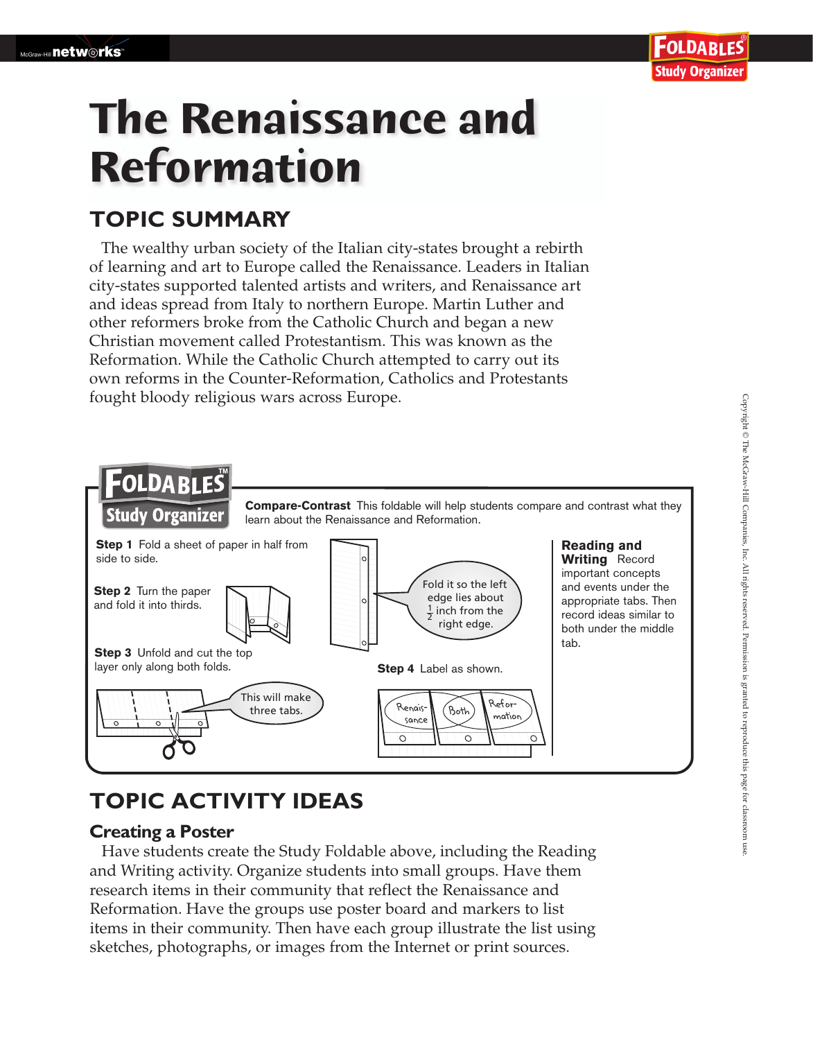# The Renaissance and Reformation

## TOPIC SUMMARY

The wealthy urban society of the Italian city-states brought a rebirth of learning and art to Europe called the Renaissance. Leaders in Italian city-states supported talented artists and writers, and Renaissance art and ideas spread from Italy to northern Europe. Martin Luther and other reformers broke from the Catholic Church and began a new Christian movement called Protestantism. This was known as the Reformation. While the Catholic Church attempted to carry out its own reforms in the Counter-Reformation, Catholics and Protestants fought bloody religious wars across Europe.

**FOLDABLES Study Organizer**

**Compare-Contrast** This foldable will help students compare and contrast what they learn about the Renaissance and Reformation.

**Step 1** Fold a sheet of paper in half from side to side.

**Step 2** Turn the paper and fold it into thirds.

**Step 3** Unfold and cut the top layer only along both folds.

This will make three tabs.

Fold it so the left edge lies about $\frac{1}{2}$ inch from the right edge.

**Step 4** Label as shown.

Renaissance | Both | Reformation

**Reading and Writing** Record important concepts and events under the appropriate tabs. Then record ideas similar to both under the middle tab.

## TOPIC ACTIVITY IDEAS

### Creating a Poster

Have students create the Study Foldable above, including the Reading and Writing activity. Organize students into small groups. Have them research items in their community that reflect the Renaissance and Reformation. Have the groups use poster board and markers to list items in their community. Then have each group illustrate the list using sketches, photographs, or images from the Internet or print sources.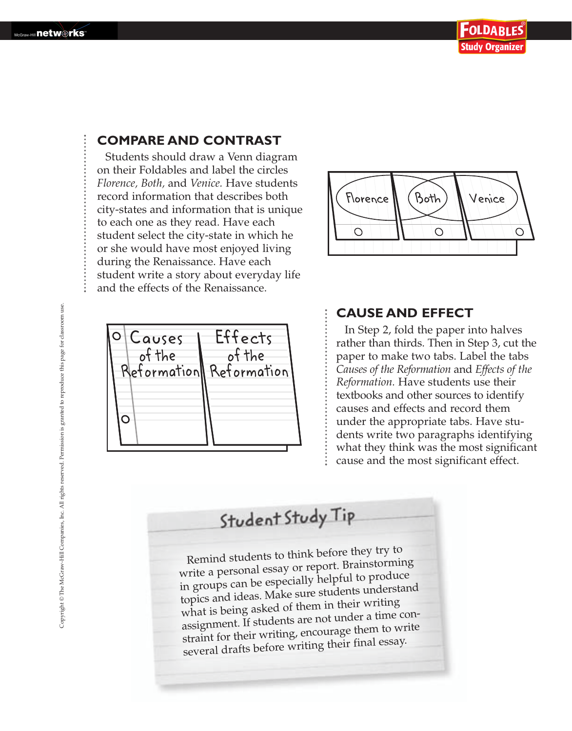## COMPARE AND CONTRAST

Students should draw a Venn diagram on their Foldables and label the circles *Florence, Both,* and *Venice.* Have students record information that describes both city-states and information that is unique to each one as they read. Have each student select the city-state in which he or she would have most enjoyed living during the Renaissance. Have each student write a story about everyday life and the effects of the Renaissance.

Florence

Both

Venice

## CAUSE AND EFFECT

In Step 2, fold the paper into halves rather than thirds. Then in Step 3, cut the paper to make two tabs. Label the tabs *Causes of the Reformation* and *Effects of the Reformation.* Have students use their textbooks and other sources to identify causes and effects and record them under the appropriate tabs. Have students write two paragraphs identifying what they think was the most significant cause and the most significant effect.

Causes of the Reformation

Effects of the Reformation

### Student Study Tip

Remind students to think before they try to write a personal essay or report. Brainstorming in groups can be especially helpful to produce topics and ideas. Make sure students understand what is being asked of them in their writing assignment. If students are not under a time constraint for their writing, encourage them to write several drafts before writing their final essay.